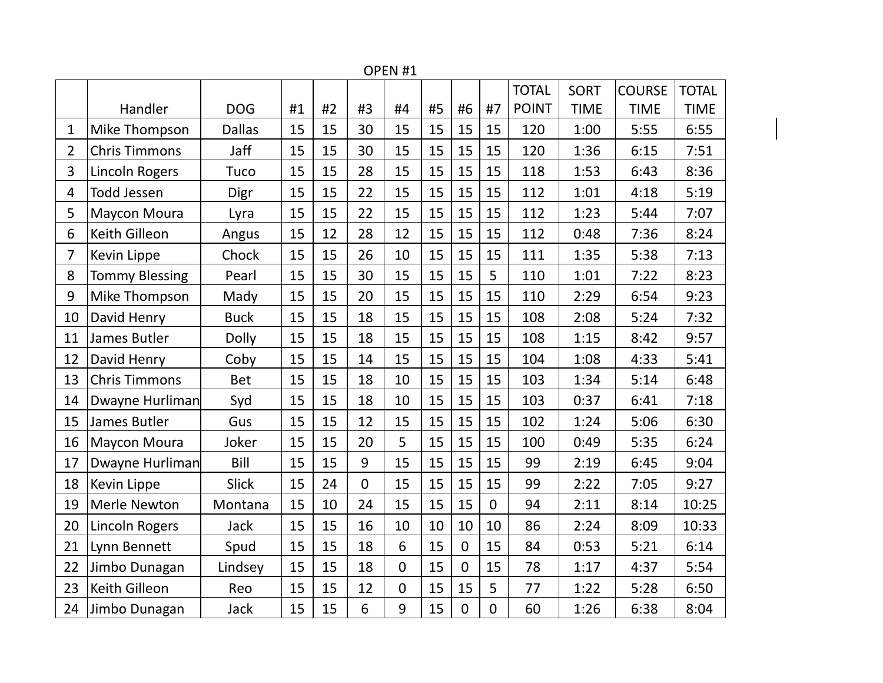## OPEN #1

| | Handler | DOG | #1 | #2 | #3 | #4 | #5 | #6 | #7 | TOTAL POINT | SORT TIME | COURSE TIME | TOTAL TIME |
|---|---|---|---|---|---|---|---|---|---|---|---|---|---|
| 1 | Mike Thompson | Dallas | 15 | 15 | 30 | 15 | 15 | 15 | 15 | 120 | 1:00 | 5:55 | 6:55 |
| 2 | Chris Timmons | Jaff | 15 | 15 | 30 | 15 | 15 | 15 | 15 | 120 | 1:36 | 6:15 | 7:51 |
| 3 | Lincoln Rogers | Tuco | 15 | 15 | 28 | 15 | 15 | 15 | 15 | 118 | 1:53 | 6:43 | 8:36 |
| 4 | Todd Jessen | Digr | 15 | 15 | 22 | 15 | 15 | 15 | 15 | 112 | 1:01 | 4:18 | 5:19 |
| 5 | Maycon Moura | Lyra | 15 | 15 | 22 | 15 | 15 | 15 | 15 | 112 | 1:23 | 5:44 | 7:07 |
| 6 | Keith Gilleon | Angus | 15 | 12 | 28 | 12 | 15 | 15 | 15 | 112 | 0:48 | 7:36 | 8:24 |
| 7 | Kevin Lippe | Chock | 15 | 15 | 26 | 10 | 15 | 15 | 15 | 111 | 1:35 | 5:38 | 7:13 |
| 8 | Tommy Blessing | Pearl | 15 | 15 | 30 | 15 | 15 | 15 | 5 | 110 | 1:01 | 7:22 | 8:23 |
| 9 | Mike Thompson | Mady | 15 | 15 | 20 | 15 | 15 | 15 | 15 | 110 | 2:29 | 6:54 | 9:23 |
| 10 | David Henry | Buck | 15 | 15 | 18 | 15 | 15 | 15 | 15 | 108 | 2:08 | 5:24 | 7:32 |
| 11 | James Butler | Dolly | 15 | 15 | 18 | 15 | 15 | 15 | 15 | 108 | 1:15 | 8:42 | 9:57 |
| 12 | David Henry | Coby | 15 | 15 | 14 | 15 | 15 | 15 | 15 | 104 | 1:08 | 4:33 | 5:41 |
| 13 | Chris Timmons | Bet | 15 | 15 | 18 | 10 | 15 | 15 | 15 | 103 | 1:34 | 5:14 | 6:48 |
| 14 | Dwayne Hurliman | Syd | 15 | 15 | 18 | 10 | 15 | 15 | 15 | 103 | 0:37 | 6:41 | 7:18 |
| 15 | James Butler | Gus | 15 | 15 | 12 | 15 | 15 | 15 | 15 | 102 | 1:24 | 5:06 | 6:30 |
| 16 | Maycon Moura | Joker | 15 | 15 | 20 | 5 | 15 | 15 | 15 | 100 | 0:49 | 5:35 | 6:24 |
| 17 | Dwayne Hurliman | Bill | 15 | 15 | 9 | 15 | 15 | 15 | 15 | 99 | 2:19 | 6:45 | 9:04 |
| 18 | Kevin Lippe | Slick | 15 | 24 | 0 | 15 | 15 | 15 | 15 | 99 | 2:22 | 7:05 | 9:27 |
| 19 | Merle Newton | Montana | 15 | 10 | 24 | 15 | 15 | 15 | 0 | 94 | 2:11 | 8:14 | 10:25 |
| 20 | Lincoln Rogers | Jack | 15 | 15 | 16 | 10 | 10 | 10 | 10 | 86 | 2:24 | 8:09 | 10:33 |
| 21 | Lynn Bennett | Spud | 15 | 15 | 18 | 6 | 15 | 0 | 15 | 84 | 0:53 | 5:21 | 6:14 |
| 22 | Jimbo Dunagan | Lindsey | 15 | 15 | 18 | 0 | 15 | 0 | 15 | 78 | 1:17 | 4:37 | 5:54 |
| 23 | Keith Gilleon | Reo | 15 | 15 | 12 | 0 | 15 | 15 | 5 | 77 | 1:22 | 5:28 | 6:50 |
| 24 | Jimbo Dunagan | Jack | 15 | 15 | 6 | 9 | 15 | 0 | 0 | 60 | 1:26 | 6:38 | 8:04 |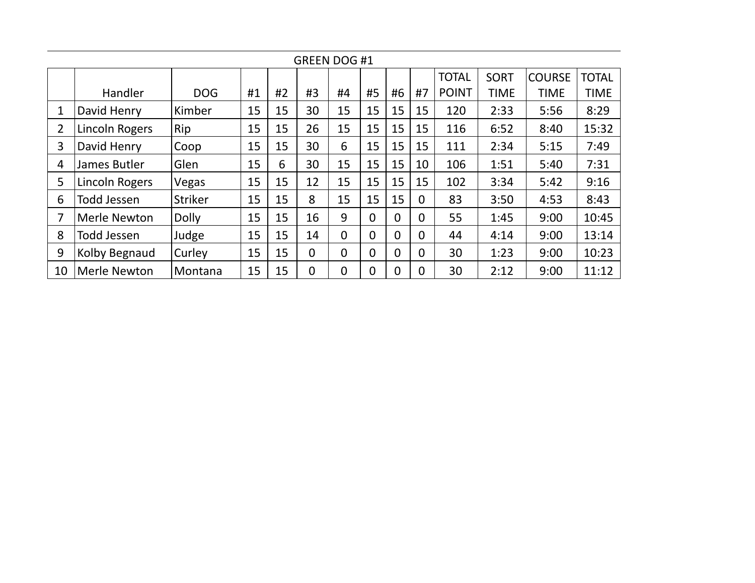## GREEN DOG #1

| | Handler | DOG | #1 | #2 | #3 | #4 | #5 | #6 | #7 | TOTAL POINT | SORT TIME | COURSE TIME | TOTAL TIME |
|---|---|---|---|---|---|---|---|---|---|---|---|---|---|
| 1 | David Henry | Kimber | 15 | 15 | 30 | 15 | 15 | 15 | 15 | 120 | 2:33 | 5:56 | 8:29 |
| 2 | Lincoln Rogers | Rip | 15 | 15 | 26 | 15 | 15 | 15 | 15 | 116 | 6:52 | 8:40 | 15:32 |
| 3 | David Henry | Coop | 15 | 15 | 30 | 6 | 15 | 15 | 15 | 111 | 2:34 | 5:15 | 7:49 |
| 4 | James Butler | Glen | 15 | 6 | 30 | 15 | 15 | 15 | 10 | 106 | 1:51 | 5:40 | 7:31 |
| 5 | Lincoln Rogers | Vegas | 15 | 15 | 12 | 15 | 15 | 15 | 15 | 102 | 3:34 | 5:42 | 9:16 |
| 6 | Todd Jessen | Striker | 15 | 15 | 8 | 15 | 15 | 15 | 0 | 83 | 3:50 | 4:53 | 8:43 |
| 7 | Merle Newton | Dolly | 15 | 15 | 16 | 9 | 0 | 0 | 0 | 55 | 1:45 | 9:00 | 10:45 |
| 8 | Todd Jessen | Judge | 15 | 15 | 14 | 0 | 0 | 0 | 0 | 44 | 4:14 | 9:00 | 13:14 |
| 9 | Kolby Begnaud | Curley | 15 | 15 | 0 | 0 | 0 | 0 | 0 | 30 | 1:23 | 9:00 | 10:23 |
| 10 | Merle Newton | Montana | 15 | 15 | 0 | 0 | 0 | 0 | 0 | 30 | 2:12 | 9:00 | 11:12 |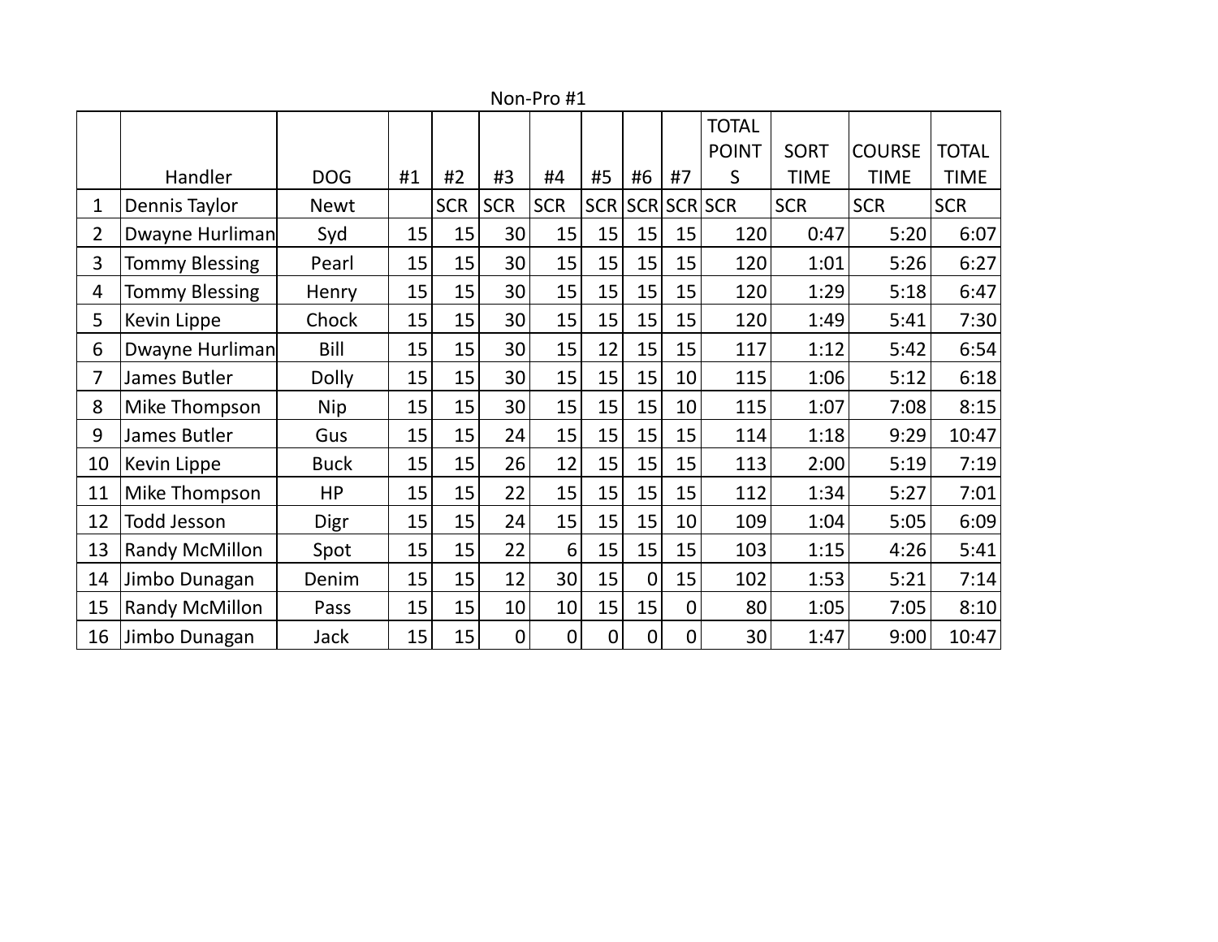Non-Pro #1

|  | Handler | DOG | #1 | #2 | #3 | #4 | #5 | #6 | #7 | TOTAL POINTS | SORT TIME | COURSE TIME | TOTAL TIME |
|---|---|---|---|---|---|---|---|---|---|---|---|---|---|
| 1 | Dennis Taylor | Newt |  | SCR | SCR | SCR | SCR | SCR | SCR | SCR | SCR | SCR | SCR |
| 2 | Dwayne Hurliman | Syd | 15 | 15 | 30 | 15 | 15 | 15 | 15 | 120 | 0:47 | 5:20 | 6:07 |
| 3 | Tommy Blessing | Pearl | 15 | 15 | 30 | 15 | 15 | 15 | 15 | 120 | 1:01 | 5:26 | 6:27 |
| 4 | Tommy Blessing | Henry | 15 | 15 | 30 | 15 | 15 | 15 | 15 | 120 | 1:29 | 5:18 | 6:47 |
| 5 | Kevin Lippe | Chock | 15 | 15 | 30 | 15 | 15 | 15 | 15 | 120 | 1:49 | 5:41 | 7:30 |
| 6 | Dwayne Hurliman | Bill | 15 | 15 | 30 | 15 | 12 | 15 | 15 | 117 | 1:12 | 5:42 | 6:54 |
| 7 | James Butler | Dolly | 15 | 15 | 30 | 15 | 15 | 15 | 10 | 115 | 1:06 | 5:12 | 6:18 |
| 8 | Mike Thompson | Nip | 15 | 15 | 30 | 15 | 15 | 15 | 10 | 115 | 1:07 | 7:08 | 8:15 |
| 9 | James Butler | Gus | 15 | 15 | 24 | 15 | 15 | 15 | 15 | 114 | 1:18 | 9:29 | 10:47 |
| 10 | Kevin Lippe | Buck | 15 | 15 | 26 | 12 | 15 | 15 | 15 | 113 | 2:00 | 5:19 | 7:19 |
| 11 | Mike Thompson | HP | 15 | 15 | 22 | 15 | 15 | 15 | 15 | 112 | 1:34 | 5:27 | 7:01 |
| 12 | Todd Jesson | Digr | 15 | 15 | 24 | 15 | 15 | 15 | 10 | 109 | 1:04 | 5:05 | 6:09 |
| 13 | Randy McMillon | Spot | 15 | 15 | 22 | 6 | 15 | 15 | 15 | 103 | 1:15 | 4:26 | 5:41 |
| 14 | Jimbo Dunagan | Denim | 15 | 15 | 12 | 30 | 15 | 0 | 15 | 102 | 1:53 | 5:21 | 7:14 |
| 15 | Randy McMillon | Pass | 15 | 15 | 10 | 10 | 15 | 15 | 0 | 80 | 1:05 | 7:05 | 8:10 |
| 16 | Jimbo Dunagan | Jack | 15 | 15 | 0 | 0 | 0 | 0 | 0 | 30 | 1:47 | 9:00 | 10:47 |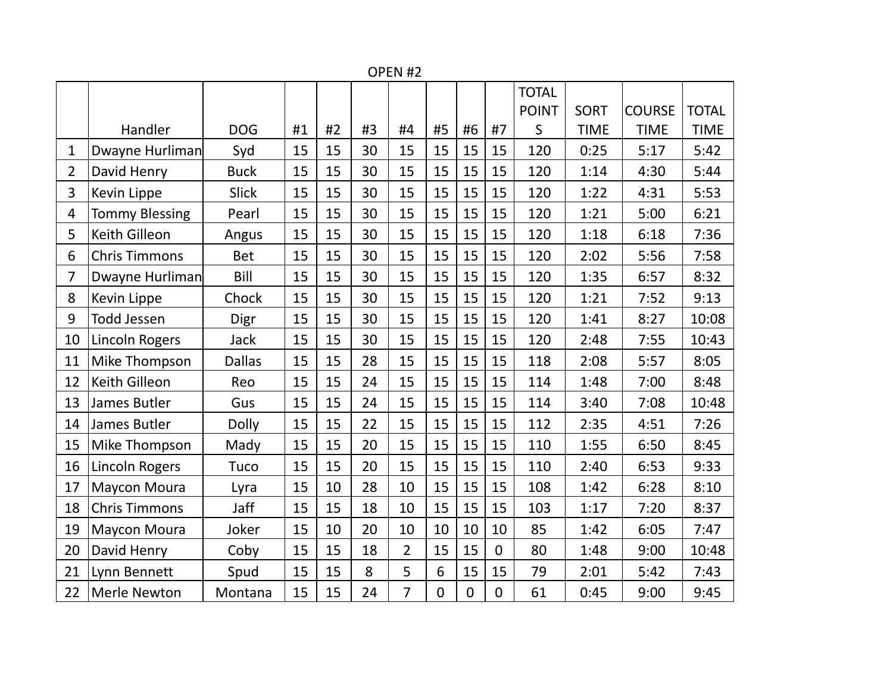OPEN #2

|  | Handler | DOG | #1 | #2 | #3 | #4 | #5 | #6 | #7 | TOTAL POINTS | SORT TIME | COURSE TIME | TOTAL TIME |
|---|---|---|---|---|---|---|---|---|---|---|---|---|---|
| 1 | Dwayne Hurliman | Syd | 15 | 15 | 30 | 15 | 15 | 15 | 15 | 120 | 0:25 | 5:17 | 5:42 |
| 2 | David Henry | Buck | 15 | 15 | 30 | 15 | 15 | 15 | 15 | 120 | 1:14 | 4:30 | 5:44 |
| 3 | Kevin Lippe | Slick | 15 | 15 | 30 | 15 | 15 | 15 | 15 | 120 | 1:22 | 4:31 | 5:53 |
| 4 | Tommy Blessing | Pearl | 15 | 15 | 30 | 15 | 15 | 15 | 15 | 120 | 1:21 | 5:00 | 6:21 |
| 5 | Keith Gilleon | Angus | 15 | 15 | 30 | 15 | 15 | 15 | 15 | 120 | 1:18 | 6:18 | 7:36 |
| 6 | Chris Timmons | Bet | 15 | 15 | 30 | 15 | 15 | 15 | 15 | 120 | 2:02 | 5:56 | 7:58 |
| 7 | Dwayne Hurliman | Bill | 15 | 15 | 30 | 15 | 15 | 15 | 15 | 120 | 1:35 | 6:57 | 8:32 |
| 8 | Kevin Lippe | Chock | 15 | 15 | 30 | 15 | 15 | 15 | 15 | 120 | 1:21 | 7:52 | 9:13 |
| 9 | Todd Jessen | Digr | 15 | 15 | 30 | 15 | 15 | 15 | 15 | 120 | 1:41 | 8:27 | 10:08 |
| 10 | Lincoln Rogers | Jack | 15 | 15 | 30 | 15 | 15 | 15 | 15 | 120 | 2:48 | 7:55 | 10:43 |
| 11 | Mike Thompson | Dallas | 15 | 15 | 28 | 15 | 15 | 15 | 15 | 118 | 2:08 | 5:57 | 8:05 |
| 12 | Keith Gilleon | Reo | 15 | 15 | 24 | 15 | 15 | 15 | 15 | 114 | 1:48 | 7:00 | 8:48 |
| 13 | James Butler | Gus | 15 | 15 | 24 | 15 | 15 | 15 | 15 | 114 | 3:40 | 7:08 | 10:48 |
| 14 | James Butler | Dolly | 15 | 15 | 22 | 15 | 15 | 15 | 15 | 112 | 2:35 | 4:51 | 7:26 |
| 15 | Mike Thompson | Mady | 15 | 15 | 20 | 15 | 15 | 15 | 15 | 110 | 1:55 | 6:50 | 8:45 |
| 16 | Lincoln Rogers | Tuco | 15 | 15 | 20 | 15 | 15 | 15 | 15 | 110 | 2:40 | 6:53 | 9:33 |
| 17 | Maycon Moura | Lyra | 15 | 10 | 28 | 10 | 15 | 15 | 15 | 108 | 1:42 | 6:28 | 8:10 |
| 18 | Chris Timmons | Jaff | 15 | 15 | 18 | 10 | 15 | 15 | 15 | 103 | 1:17 | 7:20 | 8:37 |
| 19 | Maycon Moura | Joker | 15 | 10 | 20 | 10 | 10 | 10 | 10 | 85 | 1:42 | 6:05 | 7:47 |
| 20 | David Henry | Coby | 15 | 15 | 18 | 2 | 15 | 15 | 0 | 80 | 1:48 | 9:00 | 10:48 |
| 21 | Lynn Bennett | Spud | 15 | 15 | 8 | 5 | 6 | 15 | 15 | 79 | 2:01 | 5:42 | 7:43 |
| 22 | Merle Newton | Montana | 15 | 15 | 24 | 7 | 0 | 0 | 0 | 61 | 0:45 | 9:00 | 9:45 |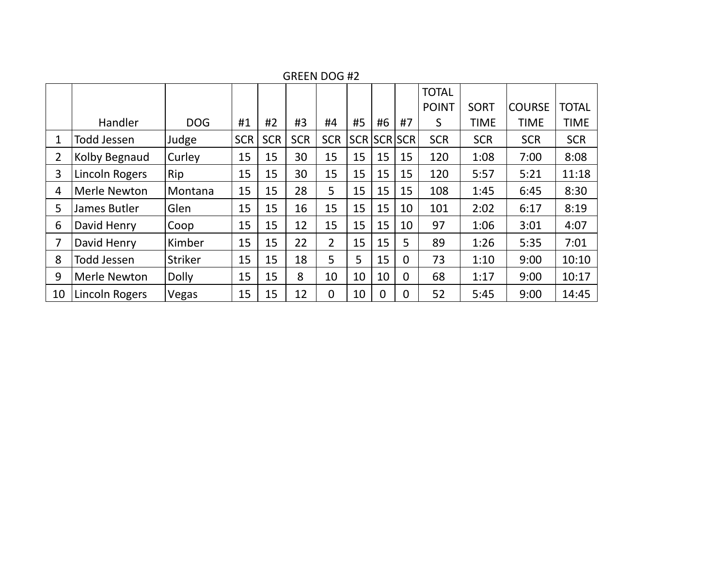GREEN DOG #2

| | Handler | DOG | #1 | #2 | #3 | #4 | #5 | #6 | #7 | TOTAL POINTS | SORT TIME | COURSE TIME | TOTAL TIME |
|---|---|---|---|---|---|---|---|---|---|---|---|---|---|
| 1 | Todd Jessen | Judge | SCR | SCR | SCR | SCR | SCR | SCR | SCR | SCR | SCR | SCR | SCR |
| 2 | Kolby Begnaud | Curley | 15 | 15 | 30 | 15 | 15 | 15 | 15 | 120 | 1:08 | 7:00 | 8:08 |
| 3 | Lincoln Rogers | Rip | 15 | 15 | 30 | 15 | 15 | 15 | 15 | 120 | 5:57 | 5:21 | 11:18 |
| 4 | Merle Newton | Montana | 15 | 15 | 28 | 5 | 15 | 15 | 15 | 108 | 1:45 | 6:45 | 8:30 |
| 5 | James Butler | Glen | 15 | 15 | 16 | 15 | 15 | 15 | 10 | 101 | 2:02 | 6:17 | 8:19 |
| 6 | David Henry | Coop | 15 | 15 | 12 | 15 | 15 | 15 | 10 | 97 | 1:06 | 3:01 | 4:07 |
| 7 | David Henry | Kimber | 15 | 15 | 22 | 2 | 15 | 15 | 5 | 89 | 1:26 | 5:35 | 7:01 |
| 8 | Todd Jessen | Striker | 15 | 15 | 18 | 5 | 5 | 15 | 0 | 73 | 1:10 | 9:00 | 10:10 |
| 9 | Merle Newton | Dolly | 15 | 15 | 8 | 10 | 10 | 10 | 0 | 68 | 1:17 | 9:00 | 10:17 |
| 10 | Lincoln Rogers | Vegas | 15 | 15 | 12 | 0 | 10 | 0 | 0 | 52 | 5:45 | 9:00 | 14:45 |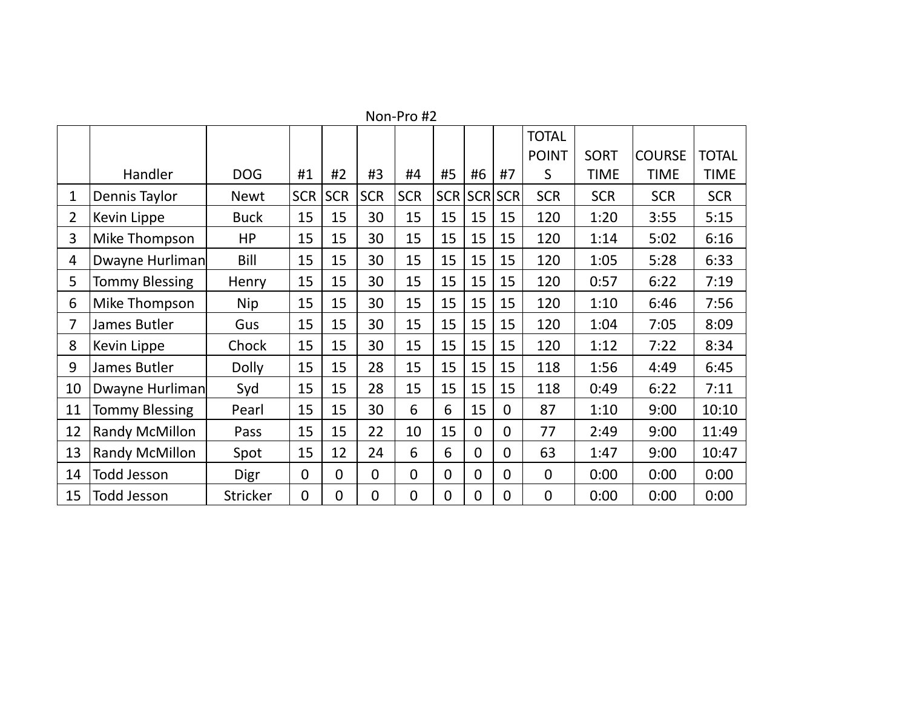Non-Pro #2

| | Handler | DOG | #1 | #2 | #3 | #4 | #5 | #6 | #7 | TOTAL POINTS | SORT TIME | COURSE TIME | TOTAL TIME |
|---|---|---|---|---|---|---|---|---|---|---|---|---|---|
| 1 | Dennis Taylor | Newt | SCR | SCR | SCR | SCR | SCR | SCR | SCR | SCR | SCR | SCR | SCR |
| 2 | Kevin Lippe | Buck | 15 | 15 | 30 | 15 | 15 | 15 | 15 | 120 | 1:20 | 3:55 | 5:15 |
| 3 | Mike Thompson | HP | 15 | 15 | 30 | 15 | 15 | 15 | 15 | 120 | 1:14 | 5:02 | 6:16 |
| 4 | Dwayne Hurliman | Bill | 15 | 15 | 30 | 15 | 15 | 15 | 15 | 120 | 1:05 | 5:28 | 6:33 |
| 5 | Tommy Blessing | Henry | 15 | 15 | 30 | 15 | 15 | 15 | 15 | 120 | 0:57 | 6:22 | 7:19 |
| 6 | Mike Thompson | Nip | 15 | 15 | 30 | 15 | 15 | 15 | 15 | 120 | 1:10 | 6:46 | 7:56 |
| 7 | James Butler | Gus | 15 | 15 | 30 | 15 | 15 | 15 | 15 | 120 | 1:04 | 7:05 | 8:09 |
| 8 | Kevin Lippe | Chock | 15 | 15 | 30 | 15 | 15 | 15 | 15 | 120 | 1:12 | 7:22 | 8:34 |
| 9 | James Butler | Dolly | 15 | 15 | 28 | 15 | 15 | 15 | 15 | 118 | 1:56 | 4:49 | 6:45 |
| 10 | Dwayne Hurliman | Syd | 15 | 15 | 28 | 15 | 15 | 15 | 15 | 118 | 0:49 | 6:22 | 7:11 |
| 11 | Tommy Blessing | Pearl | 15 | 15 | 30 | 6 | 6 | 15 | 0 | 87 | 1:10 | 9:00 | 10:10 |
| 12 | Randy McMillon | Pass | 15 | 15 | 22 | 10 | 15 | 0 | 0 | 77 | 2:49 | 9:00 | 11:49 |
| 13 | Randy McMillon | Spot | 15 | 12 | 24 | 6 | 6 | 0 | 0 | 63 | 1:47 | 9:00 | 10:47 |
| 14 | Todd Jesson | Digr | 0 | 0 | 0 | 0 | 0 | 0 | 0 | 0 | 0:00 | 0:00 | 0:00 |
| 15 | Todd Jesson | Stricker | 0 | 0 | 0 | 0 | 0 | 0 | 0 | 0 | 0:00 | 0:00 | 0:00 |